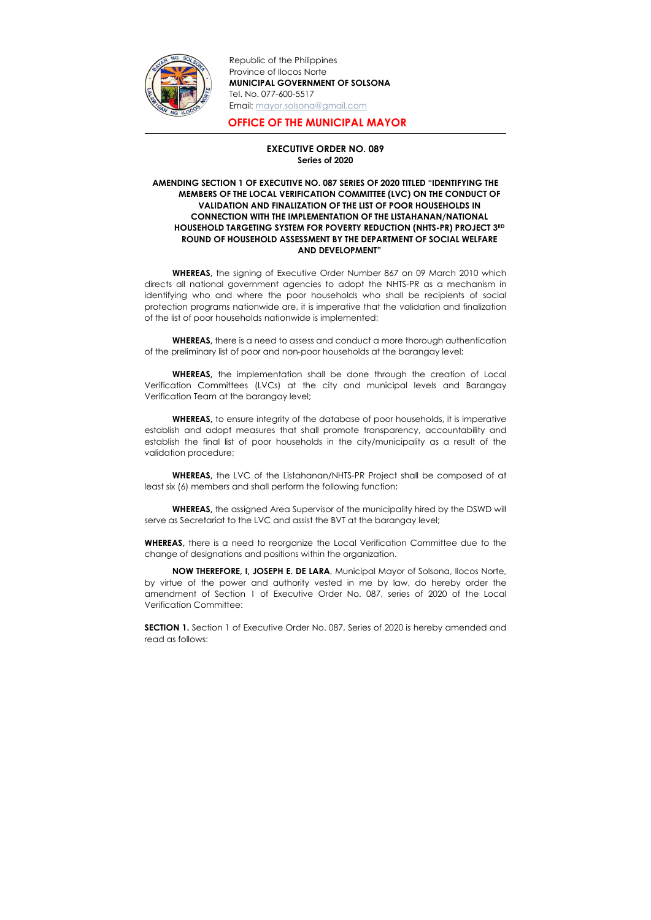Republic of the Philippines
Province of Ilocos Norte
**MUNICIPAL GOVERNMENT OF SOLSONA**
Tel. No. 077-600-5517
Email: mayor.solsona@gmail.com

## OFFICE OF THE MUNICIPAL MAYOR

**EXECUTIVE ORDER NO. 089**
**Series of 2020**

**AMENDING SECTION 1 OF EXECUTIVE NO. 087 SERIES OF 2020 TITLED "IDENTIFYING THE MEMBERS OF THE LOCAL VERIFICATION COMMITTEE (LVC) ON THE CONDUCT OF VALIDATION AND FINALIZATION OF THE LIST OF POOR HOUSEHOLDS IN CONNECTION WITH THE IMPLEMENTATION OF THE LISTAHANAN/NATIONAL HOUSEHOLD TARGETING SYSTEM FOR POVERTY REDUCTION (NHTS-PR) PROJECT 3RD ROUND OF HOUSEHOLD ASSESSMENT BY THE DEPARTMENT OF SOCIAL WELFARE AND DEVELOPMENT"**

**WHEREAS,** the signing of Executive Order Number 867 on 09 March 2010 which directs all national government agencies to adopt the NHTS-PR as a mechanism in identifying who and where the poor households who shall be recipients of social protection programs nationwide are, it is imperative that the validation and finalization of the list of poor households nationwide is implemented;

**WHEREAS,** there is a need to assess and conduct a more thorough authentication of the preliminary list of poor and non-poor households at the barangay level;

**WHEREAS,** the implementation shall be done through the creation of Local Verification Committees (LVCs) at the city and municipal levels and Barangay Verification Team at the barangay level;

**WHEREAS,** to ensure integrity of the database of poor households, it is imperative establish and adopt measures that shall promote transparency, accountability and establish the final list of poor households in the city/municipality as a result of the validation procedure;

**WHEREAS,** the LVC of the Listahanan/NHTS-PR Project shall be composed of at least six (6) members and shall perform the following function;

**WHEREAS,** the assigned Area Supervisor of the municipality hired by the DSWD will serve as Secretariat to the LVC and assist the BVT at the barangay level;

**WHEREAS,** there is a need to reorganize the Local Verification Committee due to the change of designations and positions within the organization.

**NOW THEREFORE, I, JOSEPH E. DE LARA**, Municipal Mayor of Solsona, Ilocos Norte, by virtue of the power and authority vested in me by law, do hereby order the amendment of Section 1 of Executive Order No. 087, series of 2020 of the Local Verification Committee:

**SECTION 1.** Section 1 of Executive Order No. 087, Series of 2020 is hereby amended and read as follows: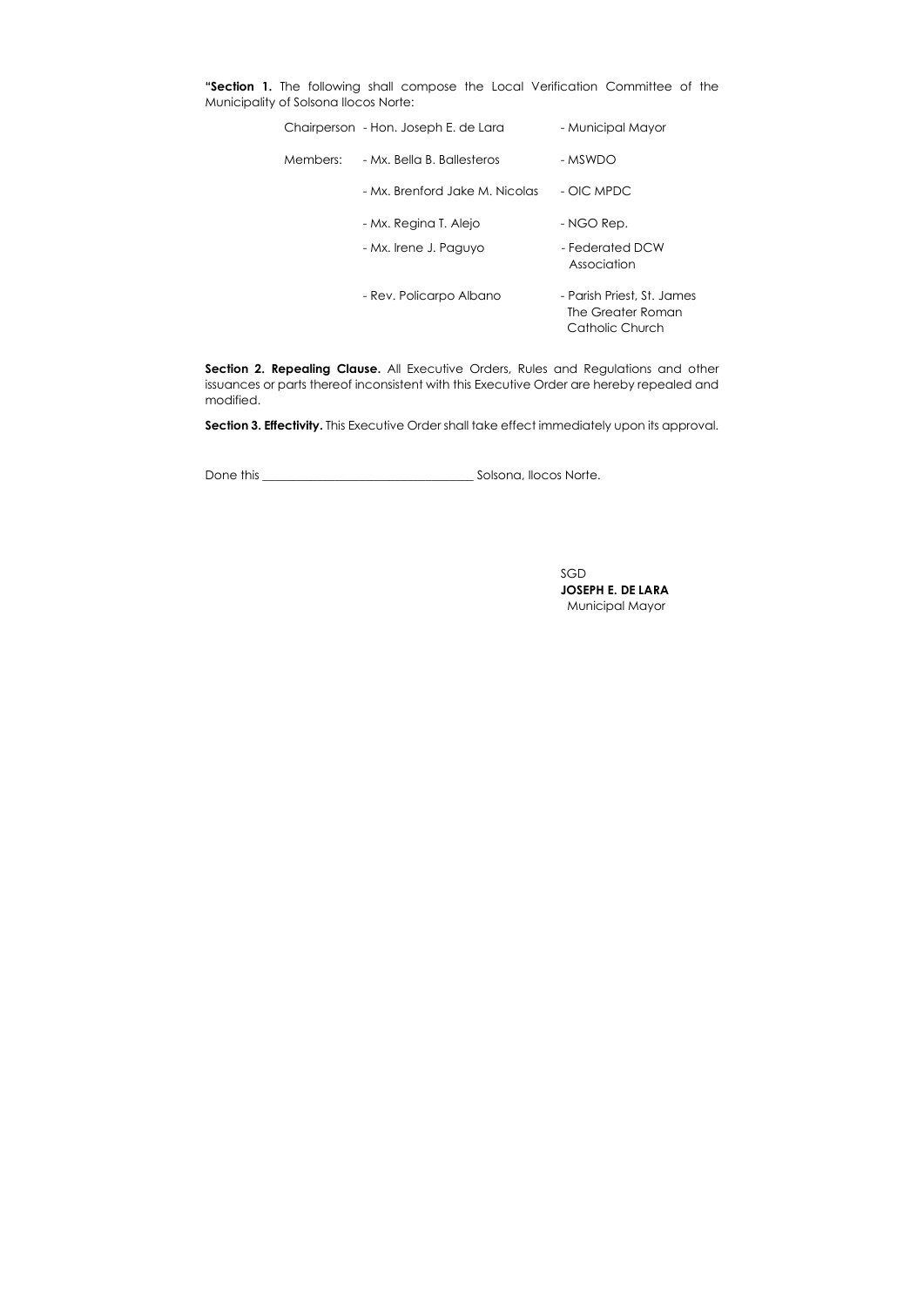**"Section 1.** The following shall compose the Local Verification Committee of the Municipality of Solsona Ilocos Norte:

| | | |
|---|---|---|
| Chairperson | - Hon. Joseph E. de Lara | - Municipal Mayor |
| Members: | - Mx. Bella B. Ballesteros | - MSWDO |
| | - Mx. Brenford Jake M. Nicolas | - OIC MPDC |
| | - Mx. Regina T. Alejo | - NGO Rep. |
| | - Mx. Irene J. Paguyo | - Federated DCW Association |
| | - Rev. Policarpo Albano | - Parish Priest, St. James The Greater Roman Catholic Church |

**Section 2. Repealing Clause.** All Executive Orders, Rules and Regulations and other issuances or parts thereof inconsistent with this Executive Order are hereby repealed and modified.

**Section 3. Effectivity.** This Executive Order shall take effect immediately upon its approval.

Done this ________________________________ Solsona, Ilocos Norte.

SGD
**JOSEPH E. DE LARA**
Municipal Mayor